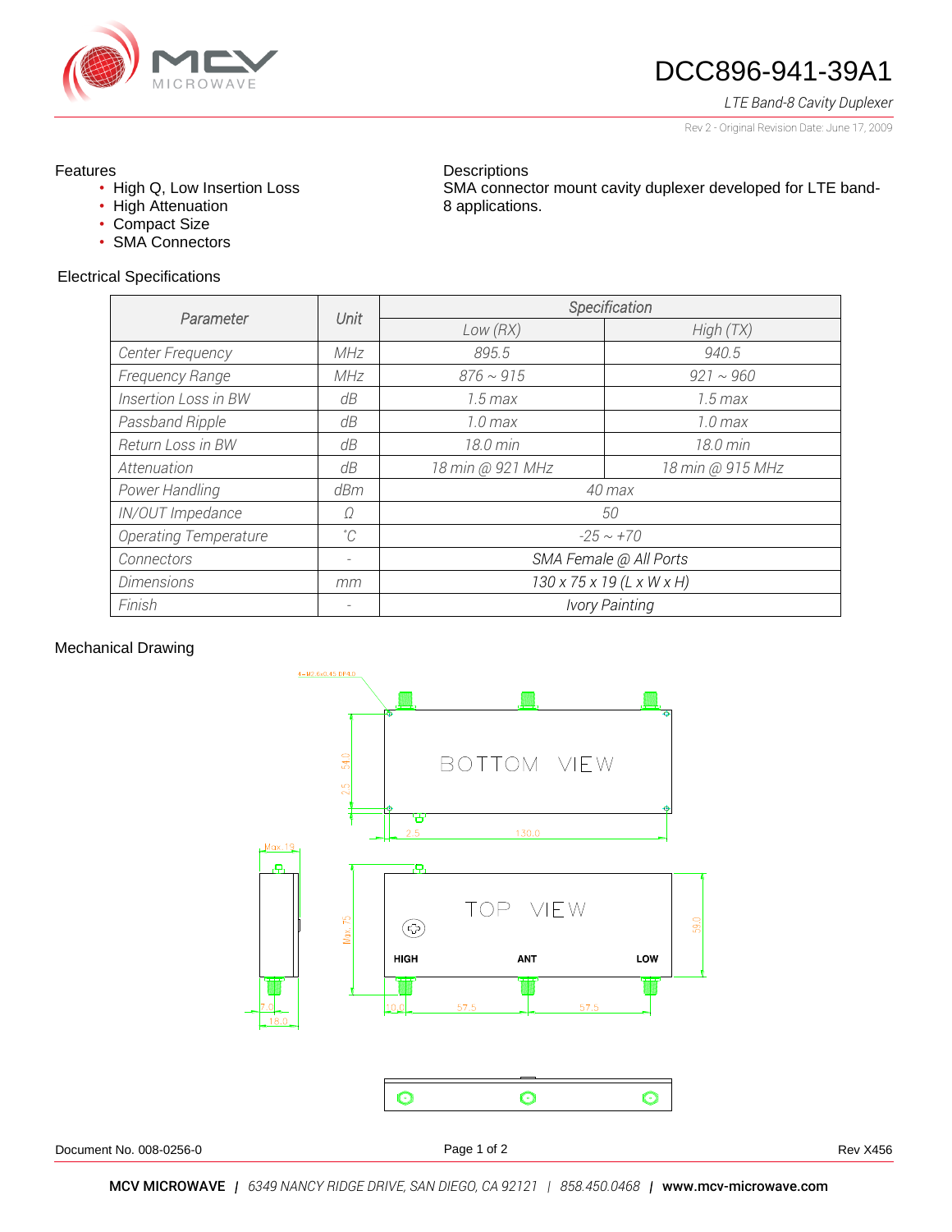# DCC896-941-39A1

*LTE Band-8 Cavity Duplexer*

Rev 2 - Original Revision Date: June 17, 2009

## Features

- High Q, Low Insertion Loss
- High Attenuation
- Compact Size
- SMA Connectors

## Descriptions

SMA connector mount cavity duplexer developed for LTE band-8 applications.

## Electrical Specifications

| Parameter | Unit | Specification | |
|---|---|---|---|
| | | Low (RX) | High (TX) |
| Center Frequency | MHz | 895.5 | 940.5 |
| Frequency Range | MHz | 876 ~ 915 | 921 ~ 960 |
| Insertion Loss in BW | dB | 1.5 max | 1.5 max |
| Passband Ripple | dB | 1.0 max | 1.0 max |
| Return Loss in BW | dB | 18.0 min | 18.0 min |
| Attenuation | dB | 18 min @ 921 MHz | 18 min @ 915 MHz |
| Power Handling | dBm | 40 max | |
| IN/OUT Impedance | Ω | 50 | |
| Operating Temperature | ˚C | -25 ~ +70 | |
| Connectors | - | SMA Female @ All Ports | |
| Dimensions | mm | 130 x 75 x 19 (L x W x H) | |
| Finish | - | Ivory Painting | |

## Mechanical Drawing

4-M2.6x0.45 DP4.0

BOTTOM VIEW

54.0, 2.5, 2.5, 130.0

Max. 19

TOP VIEW

HIGH ANT LOW

Max. 75, 59.0, 7.0, 18.0, 10.0, 57.5, 57.5

Document No. 008-0256-0

Rev X456

**MCV MICROWAVE** | *6349 NANCY RIDGE DRIVE, SAN DIEGO, CA 92121* | *858.450.0468* | **www.mcv-microwave.com**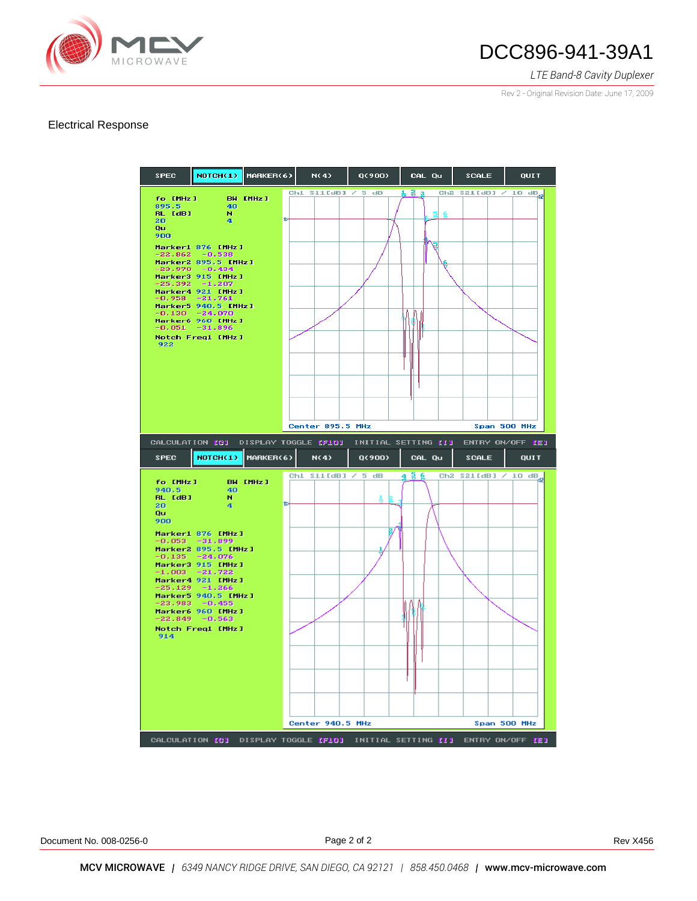# DCC896-941-39A1

*LTE Band-8 Cavity Duplexer*

Rev 2 - Original Revision Date: June 17, 2009

## Electrical Response

SPEC | NOTCH(1) | MARKER(6) | N(4) | Q(900) | CAL Qu | SCALE | QUIT

fo [MHz] 895.5
BW [MHz] 40
RL [dB] 20
N 4
Qu 900

Marker1 876 [MHz] -22.862 -0.538
Marker2 895.5 [MHz] -23.970 -0.434
Marker3 915 [MHz] -25.392 -1.207
Marker4 921 [MHz] -0.958 -21.761
Marker5 940.5 [MHz] -0.130 -24.070
Marker6 960 [MHz] -0.051 -31.896
Notch Freq1 [MHz] 922

Ch1 S11[dB] / 5 dB
Ch2 S21[dB] / 10 dB
Center 895.5 MHz
Span 500 MHz

CALCULATION [C] DISPLAY TOGGLE [F10] INITIAL SETTING [I] ENTRY ON/OFF [E]

SPEC | NOTCH(1) | MARKER(6) | N(4) | Q(900) | CAL Qu | SCALE | QUIT

fo [MHz] 940.5
BW [MHz] 40
RL [dB] 20
N 4
Qu 900

Marker1 876 [MHz] -0.053 -31.899
Marker2 895.5 [MHz] -0.135 -24.076
Marker3 915 [MHz] -1.003 -21.722
Marker4 921 [MHz] -25.129 -1.266
Marker5 940.5 [MHz] -23.983 -0.455
Marker6 960 [MHz] -22.849 -0.563
Notch Freq1 [MHz] 914

Ch1 S11[dB] / 5 dB
Ch2 S21[dB] / 10 dB
Center 940.5 MHz
Span 500 MHz

CALCULATION [C] DISPLAY TOGGLE [F10] INITIAL SETTING [I] ENTRY ON/OFF [E]

Document No. 008-0256-0

Rev X456

**MCV MICROWAVE** | *6349 NANCY RIDGE DRIVE, SAN DIEGO, CA 92121* | *858.450.0468* | **www.mcv-microwave.com**